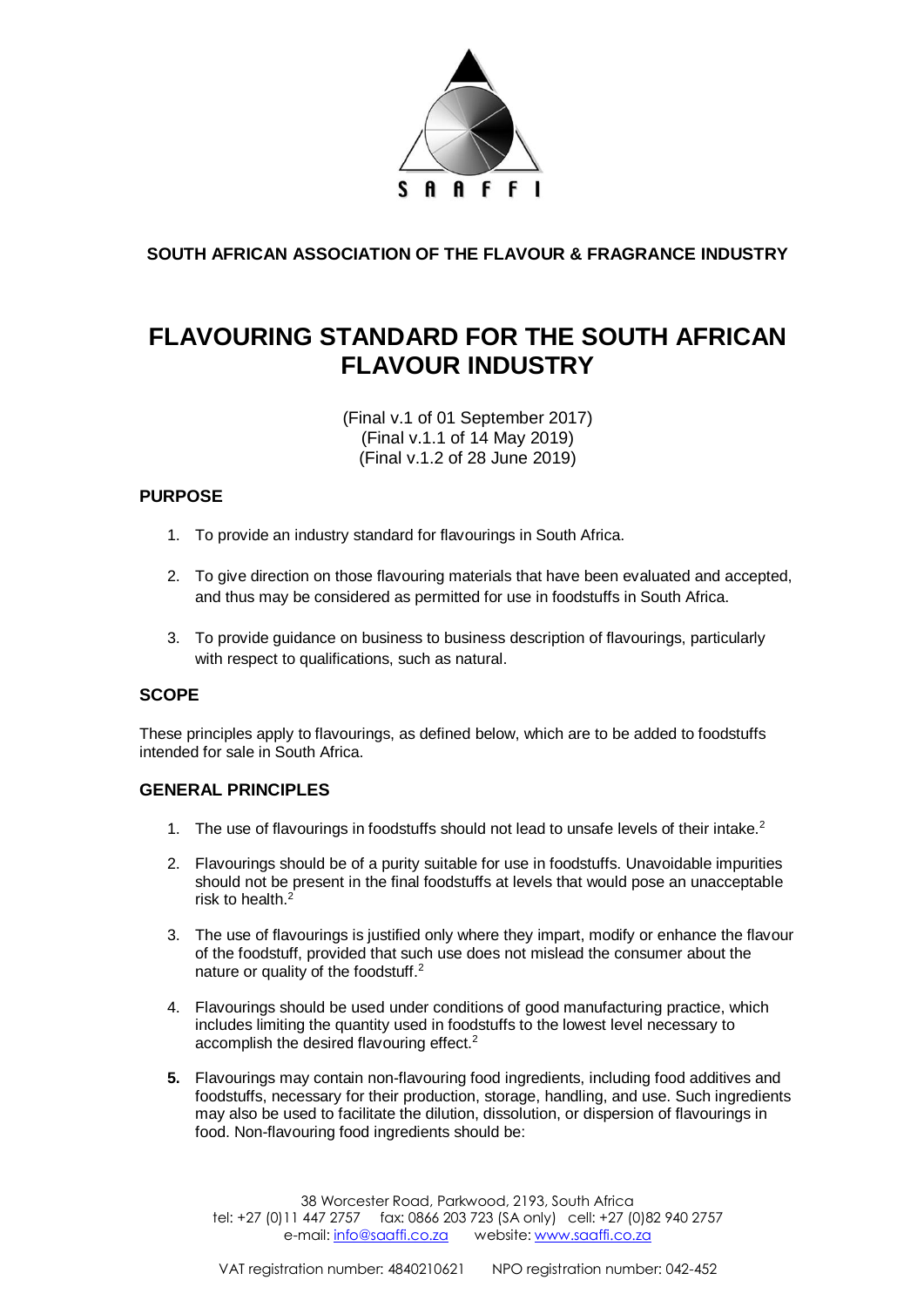S A A F F I

**SOUTH AFRICAN ASSOCIATION OF THE FLAVOUR & FRAGRANCE INDUSTRY**

# FLAVOURING STANDARD FOR THE SOUTH AFRICAN FLAVOUR INDUSTRY

(Final v.1 of 01 September 2017)
(Final v.1.1 of 14 May 2019)
(Final v.1.2 of 28 June 2019)

## PURPOSE

1. To provide an industry standard for flavourings in South Africa.

2. To give direction on those flavouring materials that have been evaluated and accepted, and thus may be considered as permitted for use in foodstuffs in South Africa.

3. To provide guidance on business to business description of flavourings, particularly with respect to qualifications, such as natural.

## SCOPE

These principles apply to flavourings, as defined below, which are to be added to foodstuffs intended for sale in South Africa.

## GENERAL PRINCIPLES

1. The use of flavourings in foodstuffs should not lead to unsafe levels of their intake.[2]

2. Flavourings should be of a purity suitable for use in foodstuffs. Unavoidable impurities should not be present in the final foodstuffs at levels that would pose an unacceptable risk to health.[2]

3. The use of flavourings is justified only where they impart, modify or enhance the flavour of the foodstuff, provided that such use does not mislead the consumer about the nature or quality of the foodstuff.[2]

4. Flavourings should be used under conditions of good manufacturing practice, which includes limiting the quantity used in foodstuffs to the lowest level necessary to accomplish the desired flavouring effect.[2]

5. Flavourings may contain non-flavouring food ingredients, including food additives and foodstuffs, necessary for their production, storage, handling, and use. Such ingredients may also be used to facilitate the dilution, dissolution, or dispersion of flavourings in food. Non-flavouring food ingredients should be:

38 Worcester Road, Parkwood, 2193, South Africa
tel: +27 (0)11 447 2757 fax: 0866 203 723 (SA only) cell: +27 (0)82 940 2757
e-mail: info@saaffi.co.za website: www.saaffi.co.za

VAT registration number: 4840210621 NPO registration number: 042-452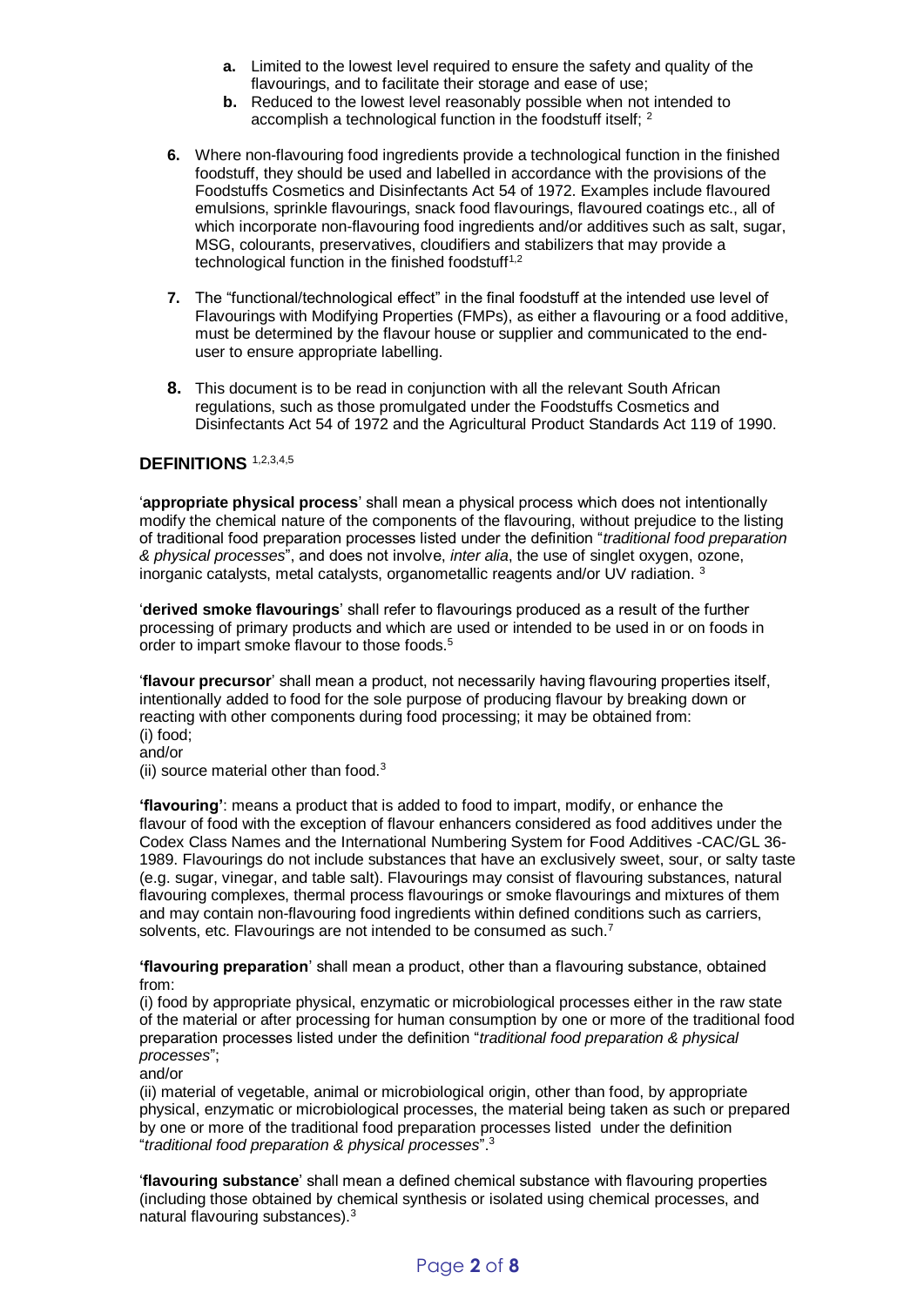a. Limited to the lowest level required to ensure the safety and quality of the flavourings, and to facilitate their storage and ease of use;
   b. Reduced to the lowest level reasonably possible when not intended to accomplish a technological function in the foodstuff itself; [2]

6. Where non-flavouring food ingredients provide a technological function in the finished foodstuff, they should be used and labelled in accordance with the provisions of the Foodstuffs Cosmetics and Disinfectants Act 54 of 1972. Examples include flavoured emulsions, sprinkle flavourings, snack food flavourings, flavoured coatings etc., all of which incorporate non-flavouring food ingredients and/or additives such as salt, sugar, MSG, colourants, preservatives, cloudifiers and stabilizers that may provide a technological function in the finished foodstuff[1,2]

7. The "functional/technological effect" in the final foodstuff at the intended use level of Flavourings with Modifying Properties (FMPs), as either a flavouring or a food additive, must be determined by the flavour house or supplier and communicated to the end-user to ensure appropriate labelling.

8. This document is to be read in conjunction with all the relevant South African regulations, such as those promulgated under the Foodstuffs Cosmetics and Disinfectants Act 54 of 1972 and the Agricultural Product Standards Act 119 of 1990.

## DEFINITIONS [1,2,3,4,5]

'**appropriate physical process**' shall mean a physical process which does not intentionally modify the chemical nature of the components of the flavouring, without prejudice to the listing of traditional food preparation processes listed under the definition "*traditional food preparation & physical processes*", and does not involve, *inter alia*, the use of singlet oxygen, ozone, inorganic catalysts, metal catalysts, organometallic reagents and/or UV radiation. [3]

'**derived smoke flavourings**' shall refer to flavourings produced as a result of the further processing of primary products and which are used or intended to be used in or on foods in order to impart smoke flavour to those foods.[5]

'**flavour precursor**' shall mean a product, not necessarily having flavouring properties itself, intentionally added to food for the sole purpose of producing flavour by breaking down or reacting with other components during food processing; it may be obtained from:
(i) food;
and/or
(ii) source material other than food.[3]

**'flavouring'**: means a product that is added to food to impart, modify, or enhance the flavour of food with the exception of flavour enhancers considered as food additives under the Codex Class Names and the International Numbering System for Food Additives -CAC/GL 36-1989. Flavourings do not include substances that have an exclusively sweet, sour, or salty taste (e.g. sugar, vinegar, and table salt). Flavourings may consist of flavouring substances, natural flavouring complexes, thermal process flavourings or smoke flavourings and mixtures of them and may contain non-flavouring food ingredients within defined conditions such as carriers, solvents, etc. Flavourings are not intended to be consumed as such.[7]

**'flavouring preparation**' shall mean a product, other than a flavouring substance, obtained from:
(i) food by appropriate physical, enzymatic or microbiological processes either in the raw state of the material or after processing for human consumption by one or more of the traditional food preparation processes listed under the definition "*traditional food preparation & physical processes*";
and/or
(ii) material of vegetable, animal or microbiological origin, other than food, by appropriate physical, enzymatic or microbiological processes, the material being taken as such or prepared by one or more of the traditional food preparation processes listed under the definition "*traditional food preparation & physical processes*".[3]

'**flavouring substance**' shall mean a defined chemical substance with flavouring properties (including those obtained by chemical synthesis or isolated using chemical processes, and natural flavouring substances).[3]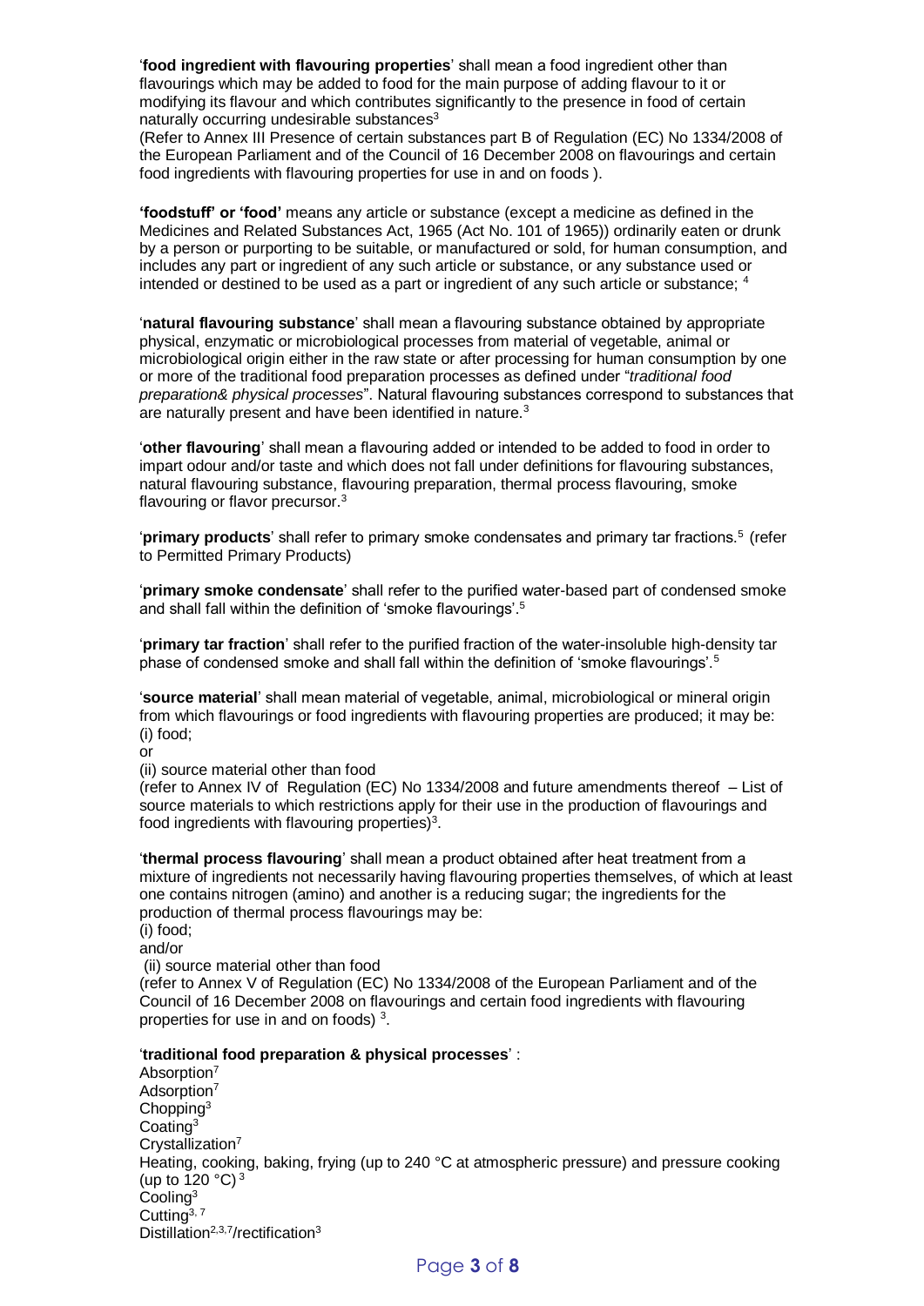'**food ingredient with flavouring properties**' shall mean a food ingredient other than flavourings which may be added to food for the main purpose of adding flavour to it or modifying its flavour and which contributes significantly to the presence in food of certain naturally occurring undesirable substances[3]
(Refer to Annex III Presence of certain substances part B of Regulation (EC) No 1334/2008 of the European Parliament and of the Council of 16 December 2008 on flavourings and certain food ingredients with flavouring properties for use in and on foods ).

**'foodstuff' or 'food'** means any article or substance (except a medicine as defined in the Medicines and Related Substances Act, 1965 (Act No. 101 of 1965)) ordinarily eaten or drunk by a person or purporting to be suitable, or manufactured or sold, for human consumption, and includes any part or ingredient of any such article or substance, or any substance used or intended or destined to be used as a part or ingredient of any such article or substance; [4]

'**natural flavouring substance**' shall mean a flavouring substance obtained by appropriate physical, enzymatic or microbiological processes from material of vegetable, animal or microbiological origin either in the raw state or after processing for human consumption by one or more of the traditional food preparation processes as defined under "*traditional food preparation& physical processes*". Natural flavouring substances correspond to substances that are naturally present and have been identified in nature.[3]

'**other flavouring**' shall mean a flavouring added or intended to be added to food in order to impart odour and/or taste and which does not fall under definitions for flavouring substances, natural flavouring substance, flavouring preparation, thermal process flavouring, smoke flavouring or flavor precursor.[3]

'**primary products**' shall refer to primary smoke condensates and primary tar fractions.[5] (refer to Permitted Primary Products)

'**primary smoke condensate**' shall refer to the purified water-based part of condensed smoke and shall fall within the definition of 'smoke flavourings'.[5]

'**primary tar fraction**' shall refer to the purified fraction of the water-insoluble high-density tar phase of condensed smoke and shall fall within the definition of 'smoke flavourings'.[5]

'**source material**' shall mean material of vegetable, animal, microbiological or mineral origin from which flavourings or food ingredients with flavouring properties are produced; it may be:
(i) food;
or
(ii) source material other than food
(refer to Annex IV of Regulation (EC) No 1334/2008 and future amendments thereof – List of source materials to which restrictions apply for their use in the production of flavourings and food ingredients with flavouring properties)[3].

'**thermal process flavouring**' shall mean a product obtained after heat treatment from a mixture of ingredients not necessarily having flavouring properties themselves, of which at least one contains nitrogen (amino) and another is a reducing sugar; the ingredients for the production of thermal process flavourings may be:
(i) food;
and/or
(ii) source material other than food
(refer to Annex V of Regulation (EC) No 1334/2008 of the European Parliament and of the Council of 16 December 2008 on flavourings and certain food ingredients with flavouring properties for use in and on foods) [3].

'**traditional food preparation & physical processes**' :
Absorption[7]
Adsorption[7]
Chopping[3]
Coating[3]
Crystallization[7]
Heating, cooking, baking, frying (up to 240 °C at atmospheric pressure) and pressure cooking (up to 120 °C) [3]
Cooling[3]
Cutting[3, 7]
Distillation[2,3,7]/rectification[3]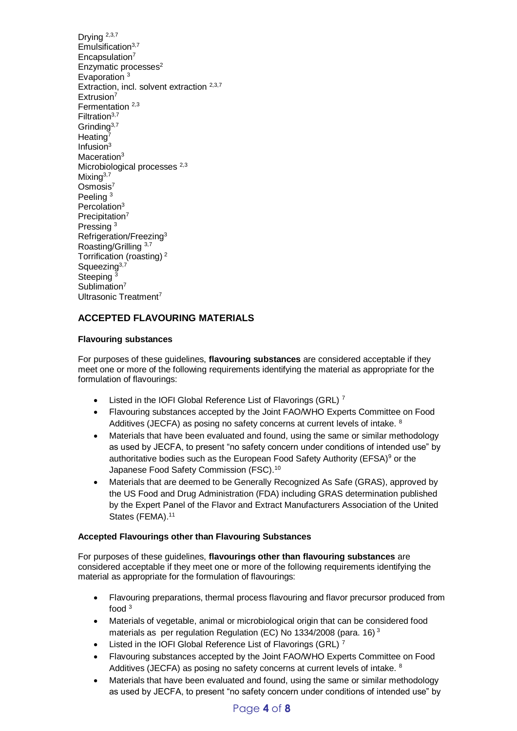Drying [2,3,7]
Emulsification[3,7]
Encapsulation[7]
Enzymatic processes[2]
Evaporation [3]
Extraction, incl. solvent extraction [2,3,7]
Extrusion[7]
Fermentation [2,3]
Filtration[3,7]
Grinding[3,7]
Heating[7]
Infusion[3]
Maceration[3]
Microbiological processes [2,3]
Mixing[3,7]
Osmosis[7]
Peeling [3]
Percolation[3]
Precipitation[7]
Pressing [3]
Refrigeration/Freezing[3]
Roasting/Grilling [3,7]
Torrification (roasting) [2]
Squeezing[3,7]
Steeping [3]
Sublimation[7]
Ultrasonic Treatment[7]

## ACCEPTED FLAVOURING MATERIALS

### Flavouring substances

For purposes of these guidelines, **flavouring substances** are considered acceptable if they meet one or more of the following requirements identifying the material as appropriate for the formulation of flavourings:

- Listed in the IOFI Global Reference List of Flavorings (GRL) [7]
- Flavouring substances accepted by the Joint FAO/WHO Experts Committee on Food Additives (JECFA) as posing no safety concerns at current levels of intake. [8]
- Materials that have been evaluated and found, using the same or similar methodology as used by JECFA, to present "no safety concern under conditions of intended use" by authoritative bodies such as the European Food Safety Authority (EFSA)[9] or the Japanese Food Safety Commission (FSC).[10]
- Materials that are deemed to be Generally Recognized As Safe (GRAS), approved by the US Food and Drug Administration (FDA) including GRAS determination published by the Expert Panel of the Flavor and Extract Manufacturers Association of the United States (FEMA).[11]

### Accepted Flavourings other than Flavouring Substances

For purposes of these guidelines, **flavourings other than flavouring substances** are considered acceptable if they meet one or more of the following requirements identifying the material as appropriate for the formulation of flavourings:

- Flavouring preparations, thermal process flavouring and flavor precursor produced from food [3]
- Materials of vegetable, animal or microbiological origin that can be considered food materials as per regulation Regulation (EC) No 1334/2008 (para. 16) [3]
- Listed in the IOFI Global Reference List of Flavorings (GRL) [7]
- Flavouring substances accepted by the Joint FAO/WHO Experts Committee on Food Additives (JECFA) as posing no safety concerns at current levels of intake. [8]
- Materials that have been evaluated and found, using the same or similar methodology as used by JECFA, to present "no safety concern under conditions of intended use" by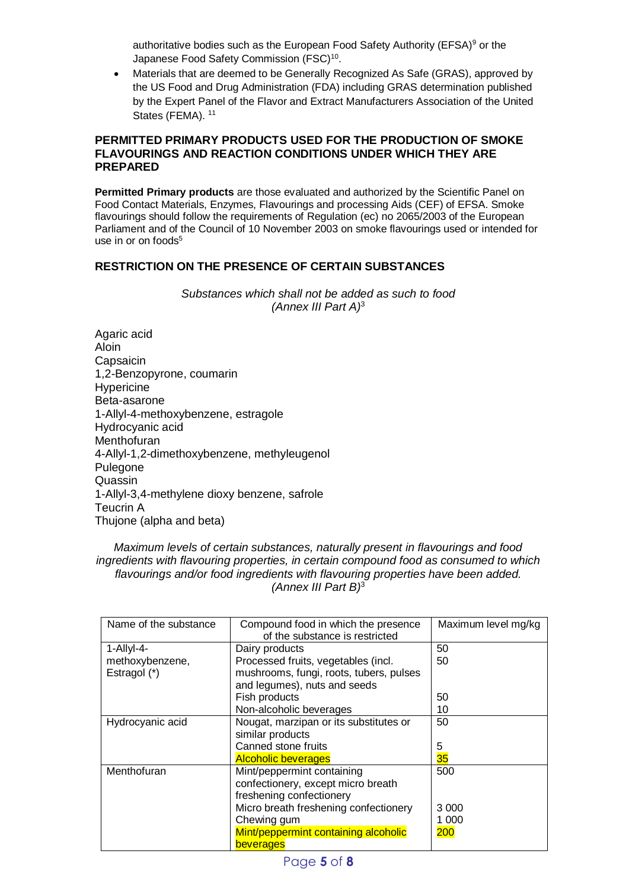authoritative bodies such as the European Food Safety Authority (EFSA)[9] or the Japanese Food Safety Commission (FSC)[10].

- Materials that are deemed to be Generally Recognized As Safe (GRAS), approved by the US Food and Drug Administration (FDA) including GRAS determination published by the Expert Panel of the Flavor and Extract Manufacturers Association of the United States (FEMA). [11]

## PERMITTED PRIMARY PRODUCTS USED FOR THE PRODUCTION OF SMOKE FLAVOURINGS AND REACTION CONDITIONS UNDER WHICH THEY ARE PREPARED

**Permitted Primary products** are those evaluated and authorized by the Scientific Panel on Food Contact Materials, Enzymes, Flavourings and processing Aids (CEF) of EFSA. Smoke flavourings should follow the requirements of Regulation (ec) no 2065/2003 of the European Parliament and of the Council of 10 November 2003 on smoke flavourings used or intended for use in or on foods[5]

## RESTRICTION ON THE PRESENCE OF CERTAIN SUBSTANCES

*Substances which shall not be added as such to food (Annex III Part A)*[3]

Agaric acid
Aloin
Capsaicin
1,2-Benzopyrone, coumarin
Hypericine
Beta-asarone
1-Allyl-4-methoxybenzene, estragole
Hydrocyanic acid
Menthofuran
4-Allyl-1,2-dimethoxybenzene, methyleugenol
Pulegone
Quassin
1-Allyl-3,4-methylene dioxy benzene, safrole
Teucrin A
Thujone (alpha and beta)

*Maximum levels of certain substances, naturally present in flavourings and food ingredients with flavouring properties, in certain compound food as consumed to which flavourings and/or food ingredients with flavouring properties have been added. (Annex III Part B)*[3]

| Name of the substance | Compound food in which the presence of the substance is restricted | Maximum level mg/kg |
|---|---|---|
| 1-Allyl-4-methoxybenzene, Estragol (*) | Dairy products | 50 |
| | Processed fruits, vegetables (incl. mushrooms, fungi, roots, tubers, pulses and legumes), nuts and seeds | 50 |
| | Fish products | 50 |
| | Non-alcoholic beverages | 10 |
| Hydrocyanic acid | Nougat, marzipan or its substitutes or similar products | 50 |
| | Canned stone fruits | 5 |
| | Alcoholic beverages | 35 |
| Menthofuran | Mint/peppermint containing confectionery, except micro breath freshening confectionery | 500 |
| | Micro breath freshening confectionery | 3 000 |
| | Chewing gum | 1 000 |
| | Mint/peppermint containing alcoholic beverages | 200 |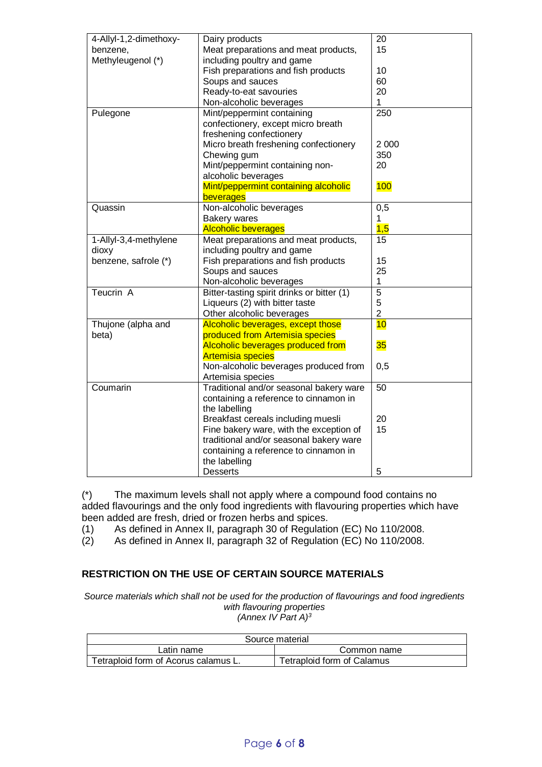| | | |
|---|---|---|
| 4-Allyl-1,2-dimethoxy-benzene, Methyleugenol (*) | Dairy products | 20 |
| | Meat preparations and meat products, including poultry and game | 15 |
| | Fish preparations and fish products | 10 |
| | Soups and sauces | 60 |
| | Ready-to-eat savouries | 20 |
| | Non-alcoholic beverages | 1 |
| Pulegone | Mint/peppermint containing confectionery, except micro breath freshening confectionery | 250 |
| | Micro breath freshening confectionery | 2 000 |
| | Chewing gum | 350 |
| | Mint/peppermint containing non-alcoholic beverages | 20 |
| | Mint/peppermint containing alcoholic beverages | 100 |
| Quassin | Non-alcoholic beverages | 0,5 |
| | Bakery wares | 1 |
| | Alcoholic beverages | 1,5 |
| 1-Allyl-3,4-methylene dioxy benzene, safrole (*) | Meat preparations and meat products, including poultry and game | 15 |
| | Fish preparations and fish products | 15 |
| | Soups and sauces | 25 |
| | Non-alcoholic beverages | 1 |
| Teucrin A | Bitter-tasting spirit drinks or bitter (1) | 5 |
| | Liqueurs (2) with bitter taste | 5 |
| | Other alcoholic beverages | 2 |
| Thujone (alpha and beta) | Alcoholic beverages, except those produced from Artemisia species | 10 |
| | Alcoholic beverages produced from Artemisia species | 35 |
| | Non-alcoholic beverages produced from Artemisia species | 0,5 |
| Coumarin | Traditional and/or seasonal bakery ware containing a reference to cinnamon in the labelling | 50 |
| | Breakfast cereals including muesli | 20 |
| | Fine bakery ware, with the exception of traditional and/or seasonal bakery ware containing a reference to cinnamon in the labelling | 15 |
| | Desserts | 5 |

(*) The maximum levels shall not apply where a compound food contains no added flavourings and the only food ingredients with flavouring properties which have been added are fresh, dried or frozen herbs and spices.

(1) As defined in Annex II, paragraph 30 of Regulation (EC) No 110/2008.

(2) As defined in Annex II, paragraph 32 of Regulation (EC) No 110/2008.

## RESTRICTION ON THE USE OF CERTAIN SOURCE MATERIALS

*Source materials which shall not be used for the production of flavourings and food ingredients with flavouring properties (Annex IV Part A)*[3]

| Source material | |
|---|---|
| Latin name | Common name |
| Tetraploid form of Acorus calamus L. | Tetraploid form of Calamus |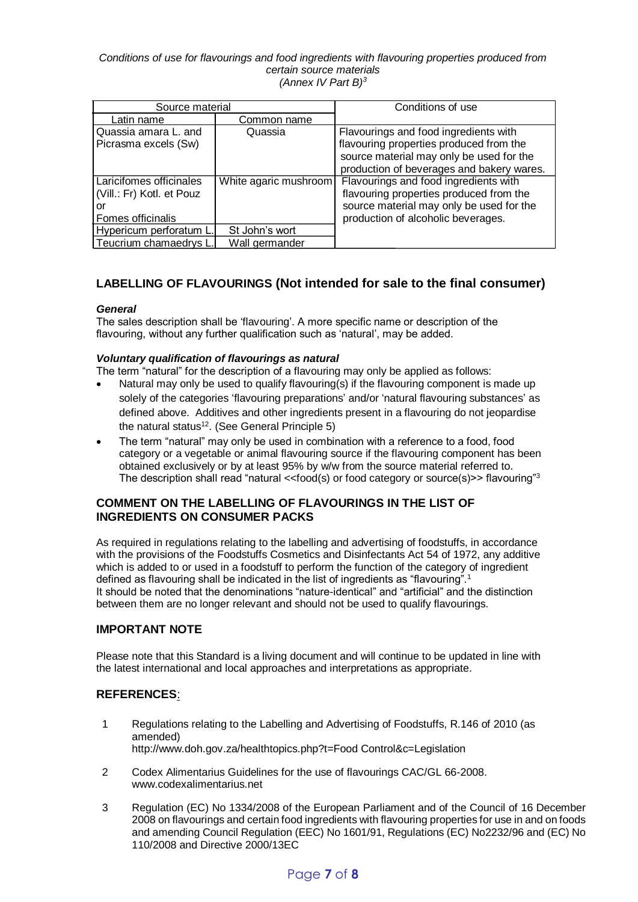*Conditions of use for flavourings and food ingredients with flavouring properties produced from certain source materials (Annex IV Part B)*[3]

| Source material | | Conditions of use |
|---|---|---|
| Latin name | Common name | |
| Quassia amara L. and Picrasma excels (Sw) | Quassia | Flavourings and food ingredients with flavouring properties produced from the source material may only be used for the production of beverages and bakery wares. |
| Laricifomes officinales (Vill.: Fr) Kotl. et Pouz or Fomes officinalis | White agaric mushroom | Flavourings and food ingredients with flavouring properties produced from the source material may only be used for the production of alcoholic beverages. |
| Hypericum perforatum L. | St John's wort | |
| Teucrium chamaedrys L. | Wall germander | |

## LABELLING OF FLAVOURINGS (Not intended for sale to the final consumer)

***General***

The sales description shall be 'flavouring'. A more specific name or description of the flavouring, without any further qualification such as 'natural', may be added.

***Voluntary qualification of flavourings as natural***

The term "natural" for the description of a flavouring may only be applied as follows:

- Natural may only be used to qualify flavouring(s) if the flavouring component is made up solely of the categories 'flavouring preparations' and/or 'natural flavouring substances' as defined above. Additives and other ingredients present in a flavouring do not jeopardise the natural status[12]. (See General Principle 5)
- The term "natural" may only be used in combination with a reference to a food, food category or a vegetable or animal flavouring source if the flavouring component has been obtained exclusively or by at least 95% by w/w from the source material referred to. The description shall read "natural <<food(s) or food category or source(s)>> flavouring"[3]

## COMMENT ON THE LABELLING OF FLAVOURINGS IN THE LIST OF INGREDIENTS ON CONSUMER PACKS

As required in regulations relating to the labelling and advertising of foodstuffs, in accordance with the provisions of the Foodstuffs Cosmetics and Disinfectants Act 54 of 1972, any additive which is added to or used in a foodstuff to perform the function of the category of ingredient defined as flavouring shall be indicated in the list of ingredients as "flavouring".[1]
It should be noted that the denominations "nature-identical" and "artificial" and the distinction between them are no longer relevant and should not be used to qualify flavourings.

## IMPORTANT NOTE

Please note that this Standard is a living document and will continue to be updated in line with the latest international and local approaches and interpretations as appropriate.

## REFERENCES:

1. Regulations relating to the Labelling and Advertising of Foodstuffs, R.146 of 2010 (as amended)
   http://www.doh.gov.za/healthtopics.php?t=Food Control&c=Legislation

2. Codex Alimentarius Guidelines for the use of flavourings CAC/GL 66-2008.
   www.codexalimentarius.net

3. Regulation (EC) No 1334/2008 of the European Parliament and of the Council of 16 December 2008 on flavourings and certain food ingredients with flavouring properties for use in and on foods and amending Council Regulation (EEC) No 1601/91, Regulations (EC) No2232/96 and (EC) No 110/2008 and Directive 2000/13EC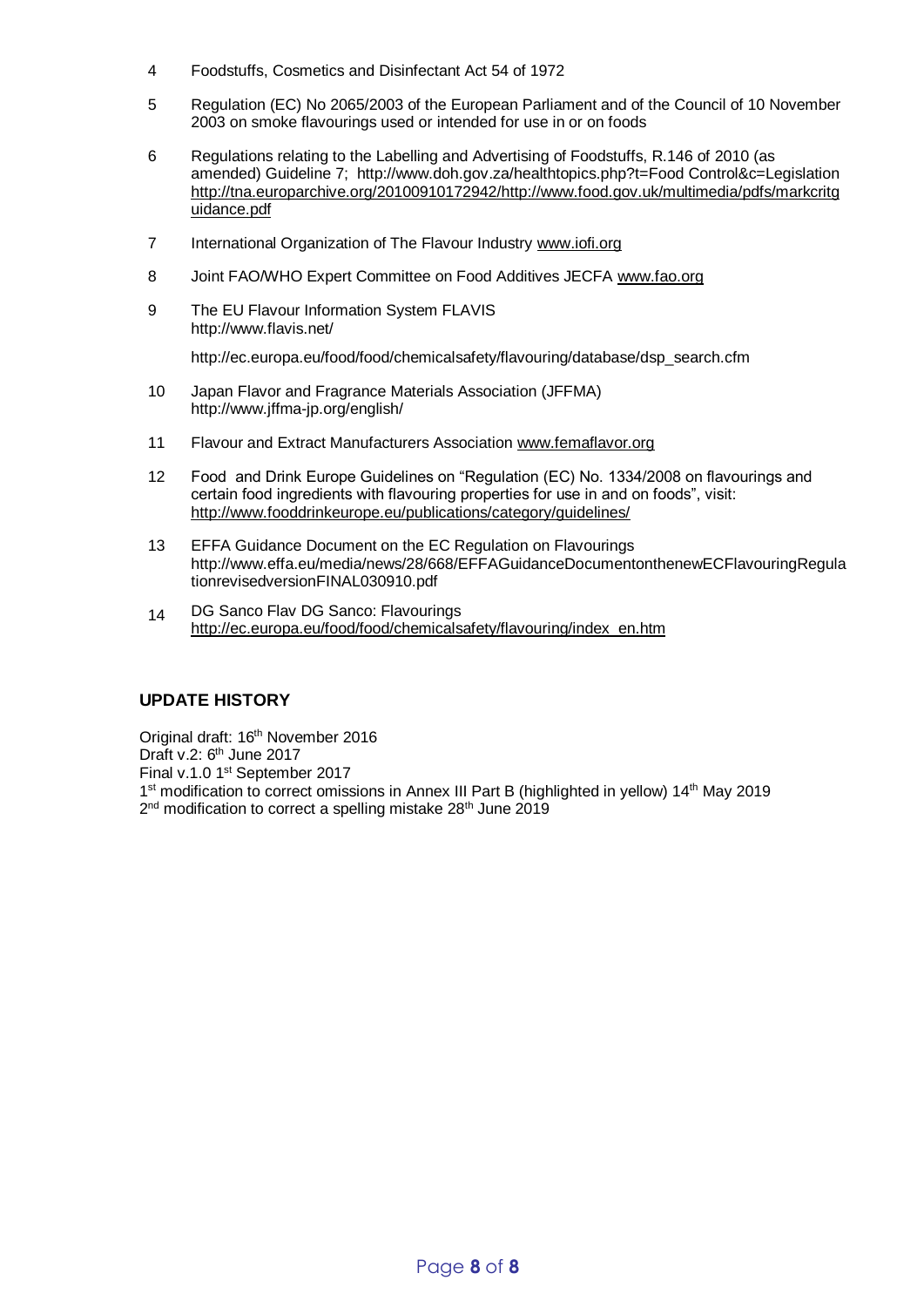4. Foodstuffs, Cosmetics and Disinfectant Act 54 of 1972

5. Regulation (EC) No 2065/2003 of the European Parliament and of the Council of 10 November 2003 on smoke flavourings used or intended for use in or on foods

6. Regulations relating to the Labelling and Advertising of Foodstuffs, R.146 of 2010 (as amended) Guideline 7; http://www.doh.gov.za/healthtopics.php?t=Food Control&c=Legislation http://tna.europarchive.org/20100910172942/http://www.food.gov.uk/multimedia/pdfs/markcritguidance.pdf

7. International Organization of The Flavour Industry www.iofi.org

8. Joint FAO/WHO Expert Committee on Food Additives JECFA www.fao.org

9. The EU Flavour Information System FLAVIS http://www.flavis.net/

   http://ec.europa.eu/food/food/chemicalsafety/flavouring/database/dsp_search.cfm

10. Japan Flavor and Fragrance Materials Association (JFFMA) http://www.jffma-jp.org/english/

11. Flavour and Extract Manufacturers Association www.femaflavor.org

12. Food and Drink Europe Guidelines on "Regulation (EC) No. 1334/2008 on flavourings and certain food ingredients with flavouring properties for use in and on foods", visit: http://www.fooddrinkeurope.eu/publications/category/guidelines/

13. EFFA Guidance Document on the EC Regulation on Flavourings http://www.effa.eu/media/news/28/668/EFFAGuidanceDocumentonthenewECFlavouringRegulationrevisedversionFINAL030910.pdf

14. DG Sanco Flav DG Sanco: Flavourings http://ec.europa.eu/food/food/chemicalsafety/flavouring/index_en.htm

## UPDATE HISTORY

Original draft: 16th November 2016
Draft v.2: 6th June 2017
Final v.1.0 1st September 2017
1st modification to correct omissions in Annex III Part B (highlighted in yellow) 14th May 2019
2nd modification to correct a spelling mistake 28th June 2019